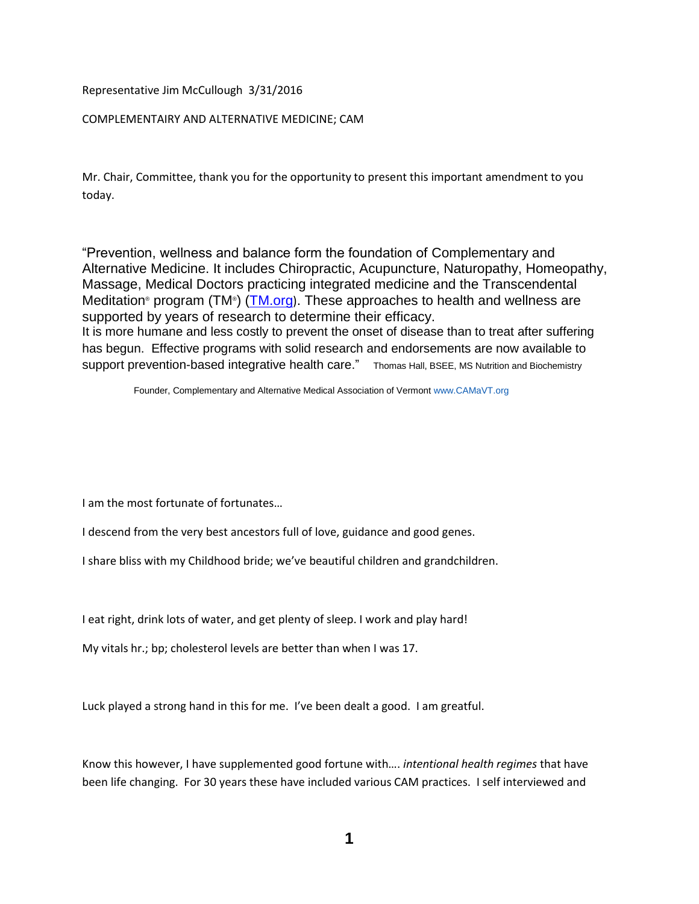Representative Jim McCullough 3/31/2016

COMPLEMENTAIRY AND ALTERNATIVE MEDICINE; CAM

Mr. Chair, Committee, thank you for the opportunity to present this important amendment to you today.

"Prevention, wellness and balance form the foundation of Complementary and Alternative Medicine. It includes Chiropractic, Acupuncture, Naturopathy, Homeopathy, Massage, Medical Doctors practicing integrated medicine and the Transcendental Meditation® program (TM®) (TM.org). These approaches to health and wellness are supported by years of research to determine their efficacy.
It is more humane and less costly to prevent the onset of disease than to treat after suffering has begun. Effective programs with solid research and endorsements are now available to support prevention-based integrative health care." Thomas Hall, BSEE, MS Nutrition and Biochemistry

Founder, Complementary and Alternative Medical Association of Vermont www.CAMaVT.org

I am the most fortunate of fortunates…

I descend from the very best ancestors full of love, guidance and good genes.

I share bliss with my Childhood bride; we've beautiful children and grandchildren.

I eat right, drink lots of water, and get plenty of sleep. I work and play hard!

My vitals hr.; bp; cholesterol levels are better than when I was 17.

Luck played a strong hand in this for me. I've been dealt a good. I am greatful.

Know this however, I have supplemented good fortune with…. *intentional health regimes* that have been life changing. For 30 years these have included various CAM practices. I self interviewed and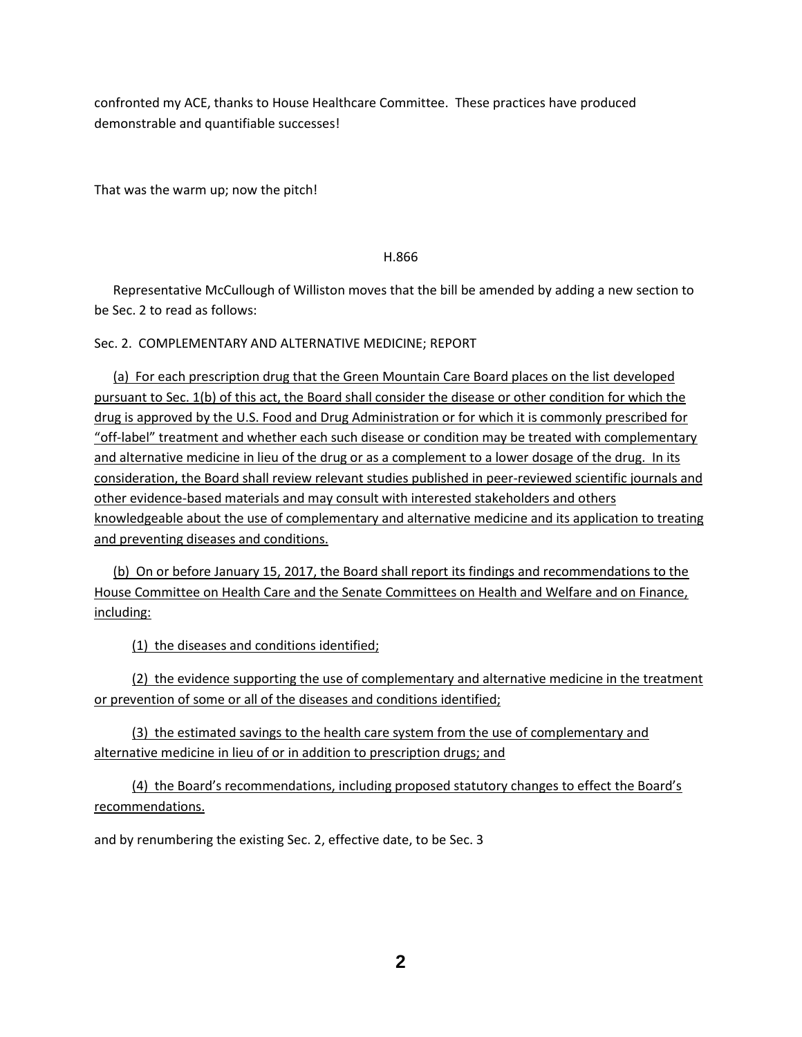confronted my ACE, thanks to House Healthcare Committee. These practices have produced demonstrable and quantifiable successes!

That was the warm up; now the pitch!

H.866

Representative McCullough of Williston moves that the bill be amended by adding a new section to be Sec. 2 to read as follows:

Sec. 2. COMPLEMENTARY AND ALTERNATIVE MEDICINE; REPORT

(a) For each prescription drug that the Green Mountain Care Board places on the list developed pursuant to Sec. 1(b) of this act, the Board shall consider the disease or other condition for which the drug is approved by the U.S. Food and Drug Administration or for which it is commonly prescribed for "off-label" treatment and whether each such disease or condition may be treated with complementary and alternative medicine in lieu of the drug or as a complement to a lower dosage of the drug. In its consideration, the Board shall review relevant studies published in peer-reviewed scientific journals and other evidence-based materials and may consult with interested stakeholders and others knowledgeable about the use of complementary and alternative medicine and its application to treating and preventing diseases and conditions.

(b) On or before January 15, 2017, the Board shall report its findings and recommendations to the House Committee on Health Care and the Senate Committees on Health and Welfare and on Finance, including:

(1) the diseases and conditions identified;

(2) the evidence supporting the use of complementary and alternative medicine in the treatment or prevention of some or all of the diseases and conditions identified;

(3) the estimated savings to the health care system from the use of complementary and alternative medicine in lieu of or in addition to prescription drugs; and

(4) the Board's recommendations, including proposed statutory changes to effect the Board's recommendations.

and by renumbering the existing Sec. 2, effective date, to be Sec. 3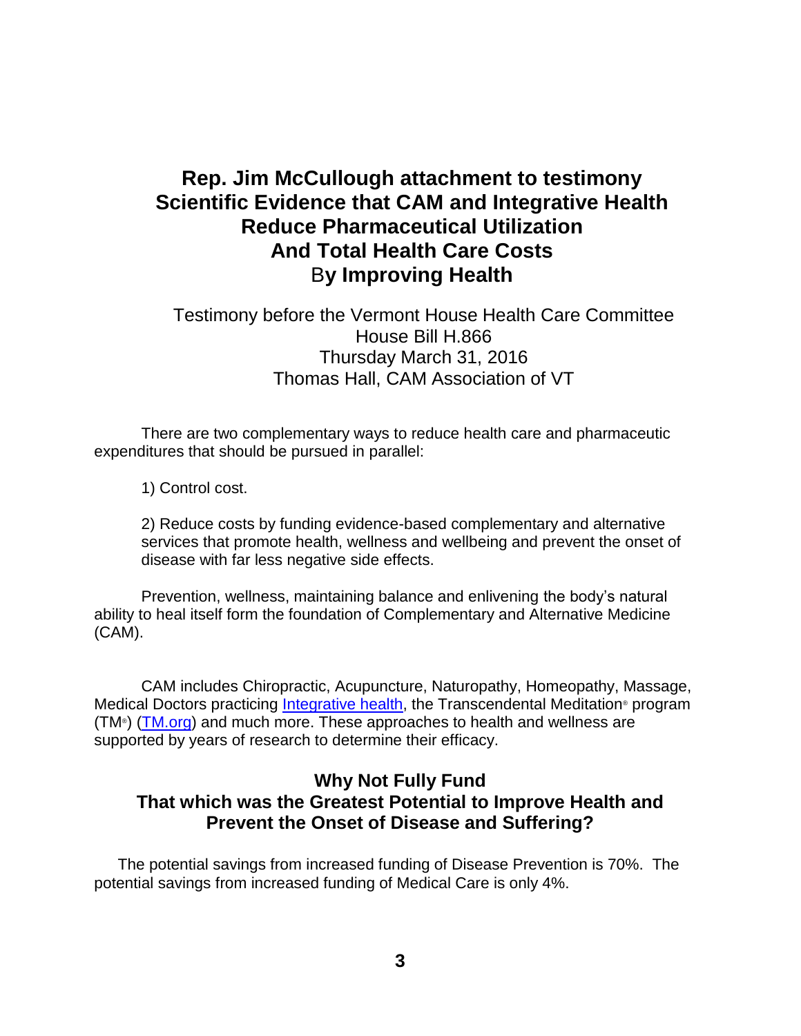# Rep. Jim McCullough attachment to testimony Scientific Evidence that CAM and Integrative Health Reduce Pharmaceutical Utilization And Total Health Care Costs By Improving Health

Testimony before the Vermont House Health Care Committee
House Bill H.866
Thursday March 31, 2016
Thomas Hall, CAM Association of VT

There are two complementary ways to reduce health care and pharmaceutic expenditures that should be pursued in parallel:

1) Control cost.

2) Reduce costs by funding evidence-based complementary and alternative services that promote health, wellness and wellbeing and prevent the onset of disease with far less negative side effects.

Prevention, wellness, maintaining balance and enlivening the body's natural ability to heal itself form the foundation of Complementary and Alternative Medicine (CAM).

CAM includes Chiropractic, Acupuncture, Naturopathy, Homeopathy, Massage, Medical Doctors practicing Integrative health, the Transcendental Meditation® program (TM®) (TM.org) and much more. These approaches to health and wellness are supported by years of research to determine their efficacy.

## Why Not Fully Fund That which was the Greatest Potential to Improve Health and Prevent the Onset of Disease and Suffering?

The potential savings from increased funding of Disease Prevention is 70%. The potential savings from increased funding of Medical Care is only 4%.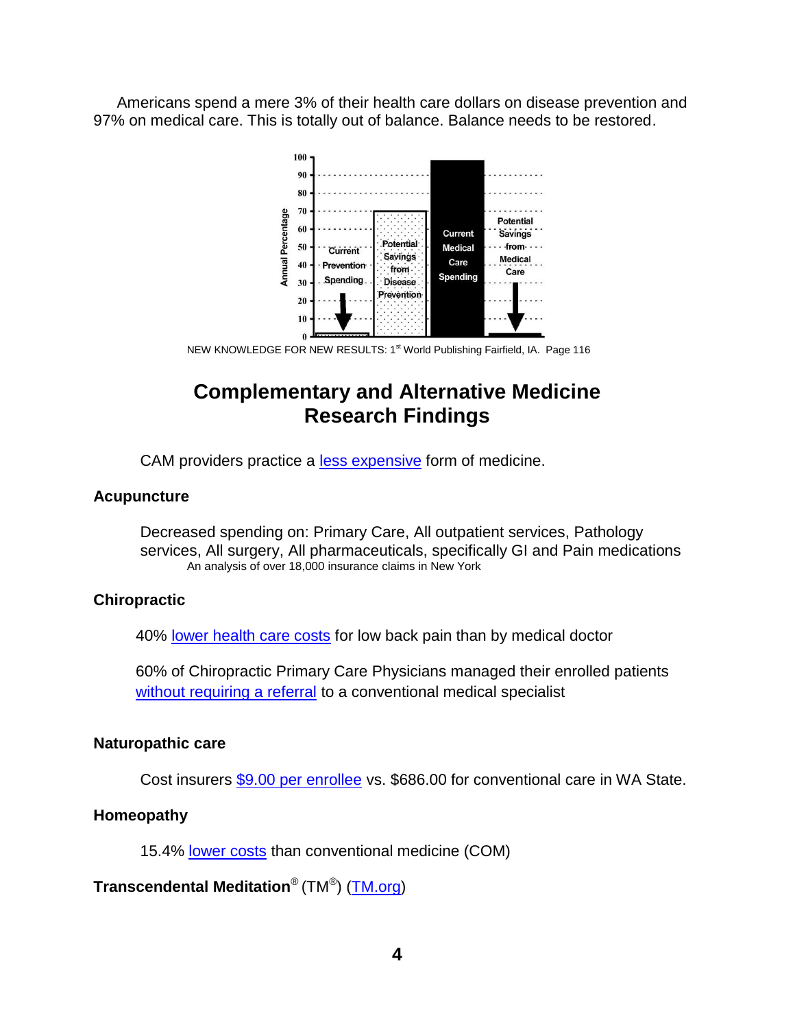Americans spend a mere 3% of their health care dollars on disease prevention and 97% on medical care. This is totally out of balance. Balance needs to be restored.

NEW KNOWLEDGE FOR NEW RESULTS: 1st World Publishing Fairfield, IA. Page 116

## Complementary and Alternative Medicine Research Findings

CAM providers practice a less expensive form of medicine.

### Acupuncture

Decreased spending on: Primary Care, All outpatient services, Pathology services, All surgery, All pharmaceuticals, specifically GI and Pain medications
An analysis of over 18,000 insurance claims in New York

### Chiropractic

40% lower health care costs for low back pain than by medical doctor

60% of Chiropractic Primary Care Physicians managed their enrolled patients without requiring a referral to a conventional medical specialist

### Naturopathic care

Cost insurers $9.00 per enrollee vs. $686.00 for conventional care in WA State.

### Homeopathy

15.4% lower costs than conventional medicine (COM)

### Transcendental Meditation® (TM®) (TM.org)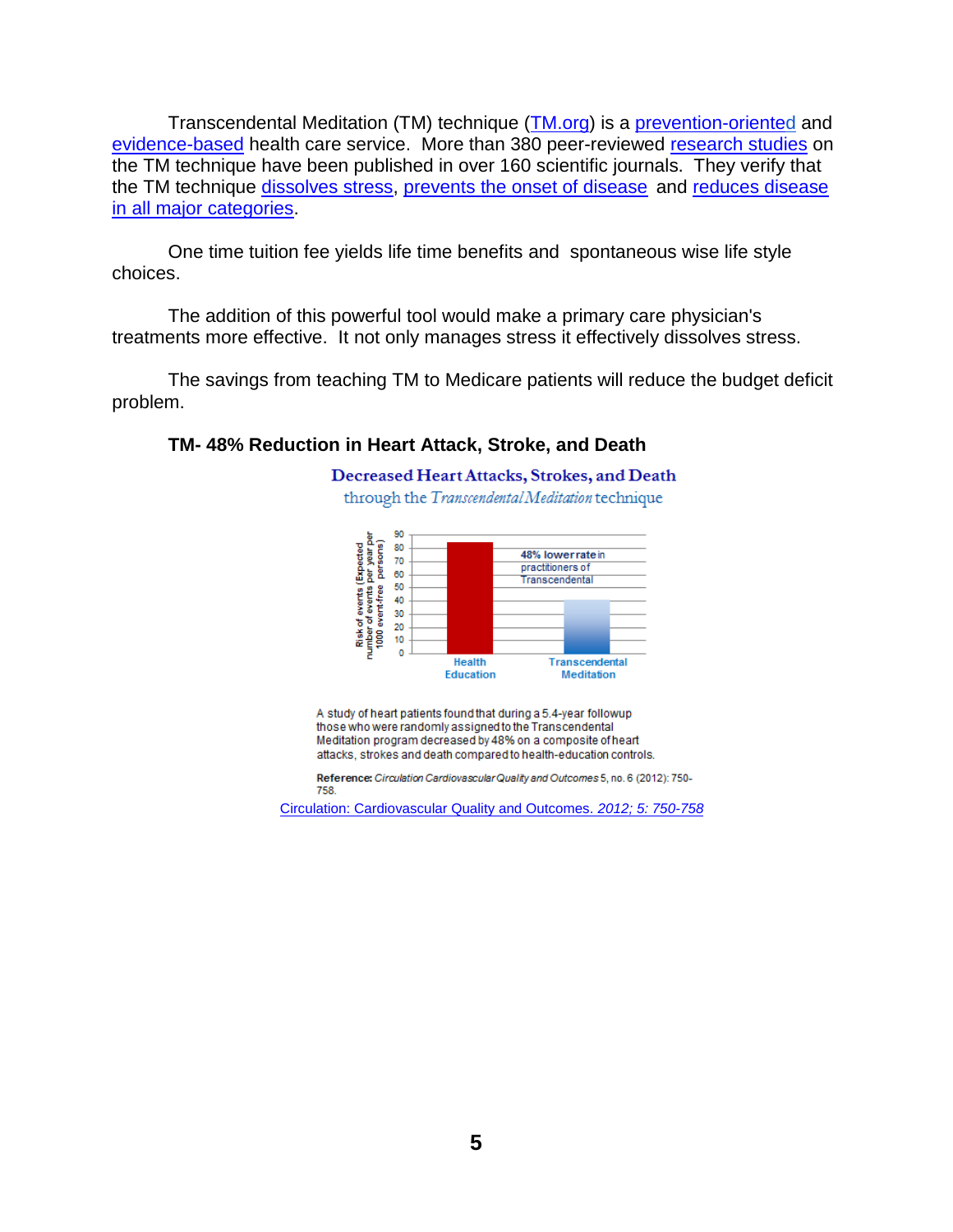Transcendental Meditation (TM) technique (TM.org) is a prevention-oriented and evidence-based health care service. More than 380 peer-reviewed research studies on the TM technique have been published in over 160 scientific journals. They verify that the TM technique dissolves stress, prevents the onset of disease and reduces disease in all major categories.

One time tuition fee yields life time benefits and spontaneous wise life style choices.

The addition of this powerful tool would make a primary care physician's treatments more effective. It not only manages stress it effectively dissolves stress.

The savings from teaching TM to Medicare patients will reduce the budget deficit problem.

**TM- 48% Reduction in Heart Attack, Stroke, and Death**

Decreased Heart Attacks, Strokes, and Death

through the *Transcendental Meditation* technique

Risk of events (Expected number of events per year per 1000 event-free persons)

90, 80, 70, 60, 50, 40, 30, 20, 10, 0

48% lower rate in practitioners of Transcendental

Health Education — Transcendental Meditation

A study of heart patients found that during a 5.4-year followup those who were randomly assigned to the Transcendental Meditation program decreased by 48% on a composite of heart attacks, strokes and death compared to health-education controls.

**Reference:** *Circulation Cardiovascular Quality and Outcomes* 5, no. 6 (2012): 750-758.

Circulation: Cardiovascular Quality and Outcomes. *2012; 5: 750-758*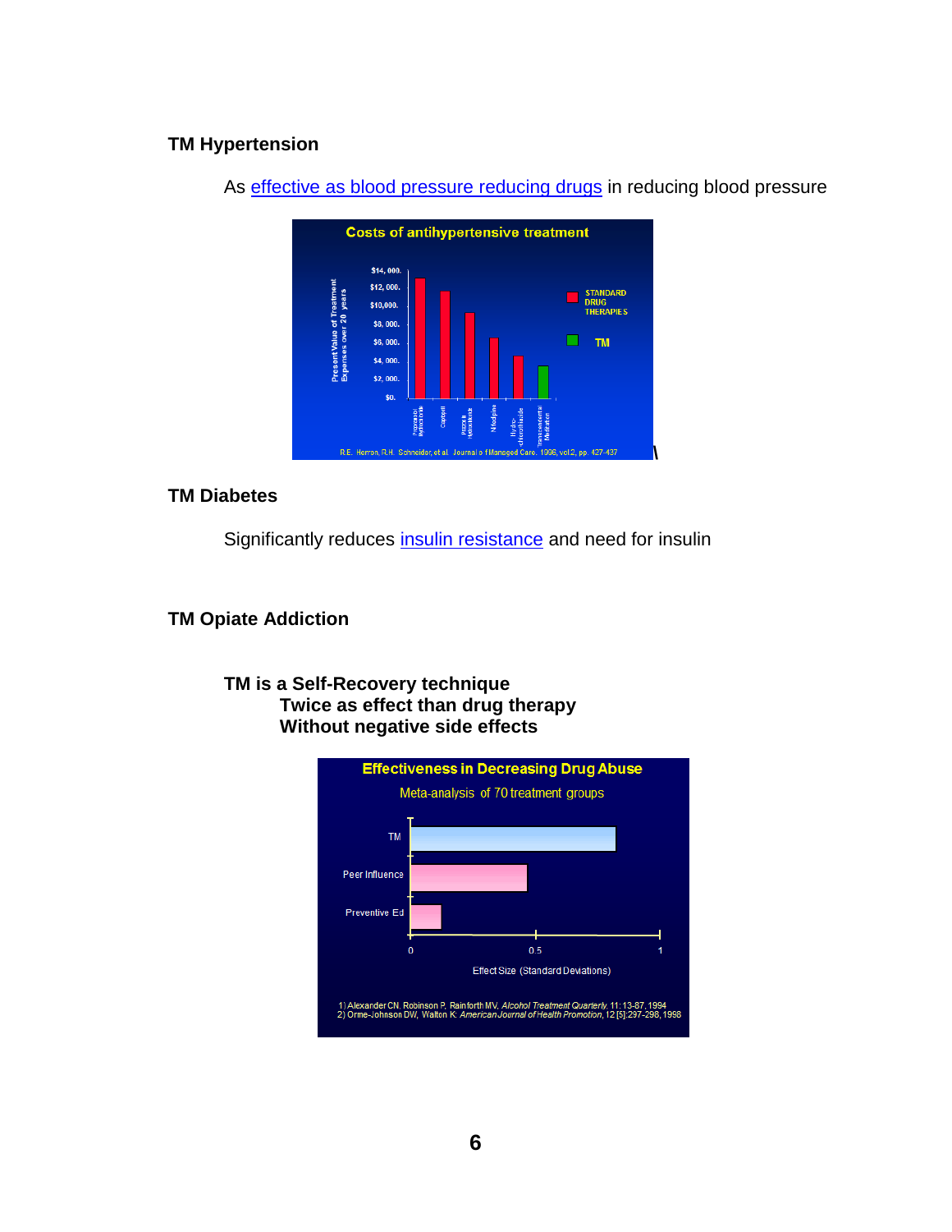### TM Hypertension

As effective as blood pressure reducing drugs in reducing blood pressure

### TM Diabetes

Significantly reduces insulin resistance and need for insulin

### TM Opiate Addiction

**TM is a Self-Recovery technique**
**Twice as effect than drug therapy**
**Without negative side effects**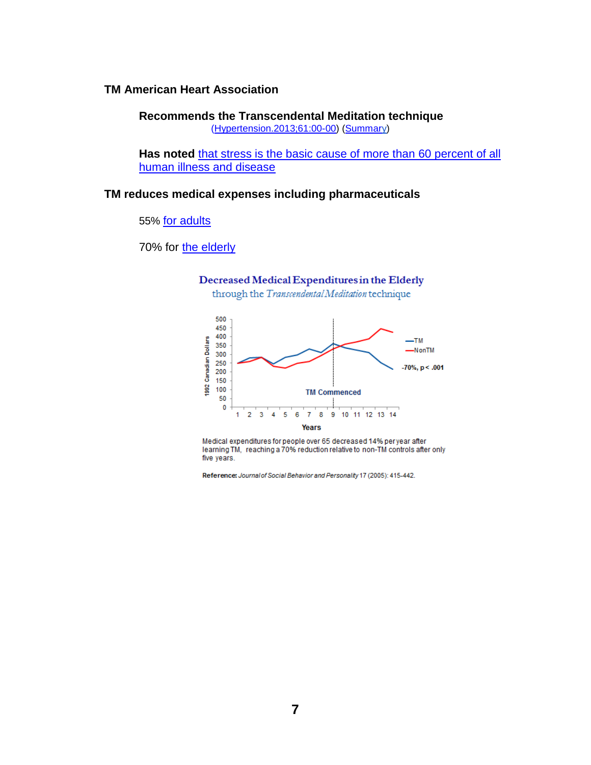**TM American Heart Association**

**Recommends the Transcendental Meditation technique**
(Hypertension.2013;61:00-00) (Summary)

**Has noted** that stress is the basic cause of more than 60 percent of all human illness and disease

**TM reduces medical expenses including pharmaceuticals**

55% for adults

70% for the elderly

**Decreased Medical Expenditures in the Elderly**
through the *Transcendental Meditation* technique

Medical expenditures for people over 65 decreased 14% per year after learning TM, reaching a 70% reduction relative to non-TM controls after only five years.

**Reference:** *Journal of Social Behavior and Personality* 17 (2005): 415-442.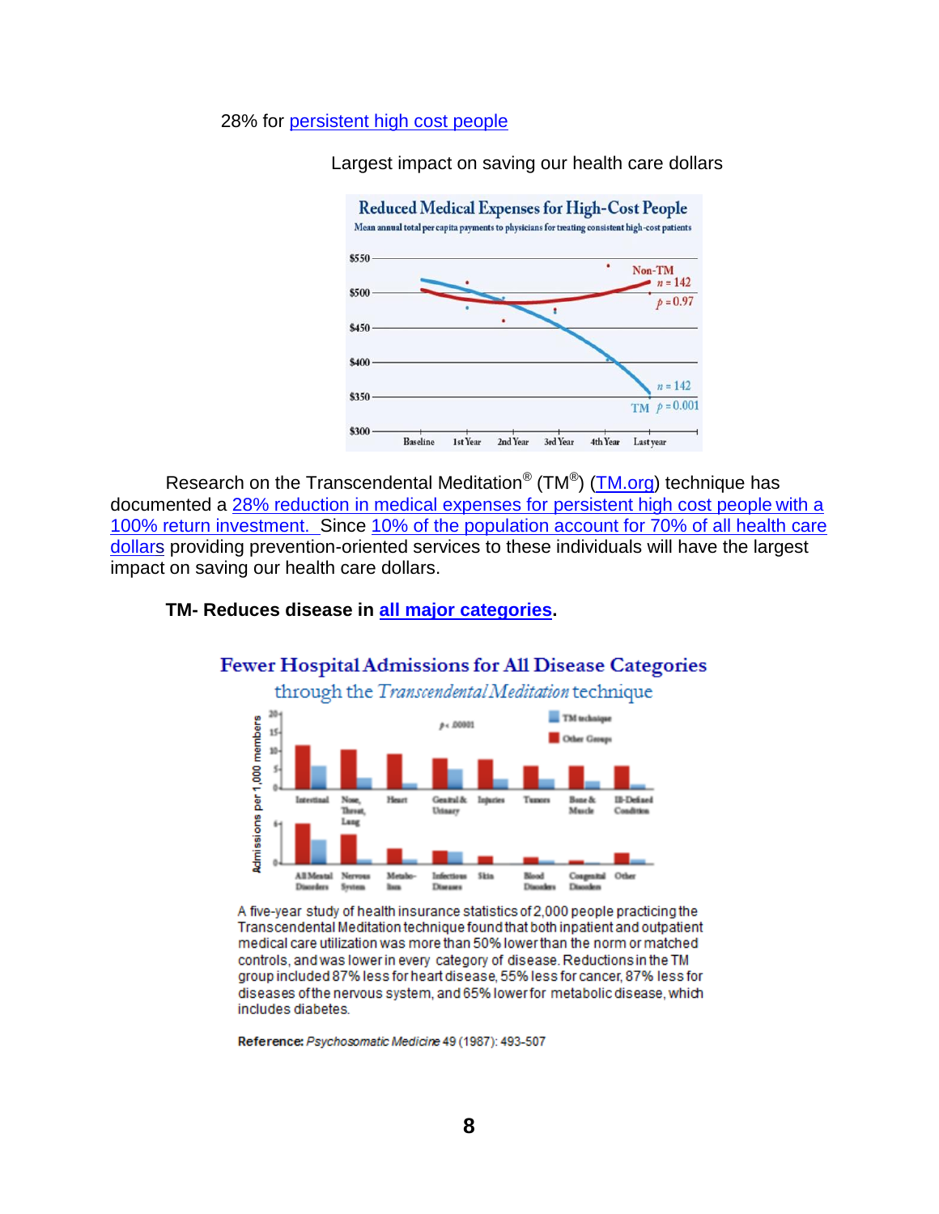28% for persistent high cost people

Largest impact on saving our health care dollars

Reduced Medical Expenses for High-Cost People

Mean annual total per capita payments to physicians for treating consistent high-cost patients

$550
$500
$450
$400
$350
$300

Non-TM
$n = 142$
$p = 0.97$

$n = 142$
TM $p = 0.001$

Baseline
1st Year
2nd Year
3rd Year
4th Year
Last year

Research on the Transcendental Meditation® (TM®) (TM.org) technique has documented a 28% reduction in medical expenses for persistent high cost people with a 100% return investment. Since 10% of the population account for 70% of all health care dollars providing prevention-oriented services to these individuals will have the largest impact on saving our health care dollars.

**TM- Reduces disease in all major categories.**

Fewer Hospital Admissions for All Disease Categories

through the *Transcendental Meditation* technique

Admissions per 1,000 members

20
15
10
5
0

$p < .00001$

TM technique
Other Groups

Intestinal
Nose, Throat, Lung
Heart
Genital & Urinary
Injuries
Tumors
Bone & Muscle
Ill-Defined Condition

6
0

All Mental Disorders
Nervous System
Metabolism
Infectious Diseases
Skin
Blood Disorders
Congenital Disorders
Other

A five-year study of health insurance statistics of 2,000 people practicing the Transcendental Meditation technique found that both inpatient and outpatient medical care utilization was more than 50% lower than the norm or matched controls, and was lower in every category of disease. Reductions in the TM group included 87% less for heart disease, 55% less for cancer, 87% less for diseases of the nervous system, and 65% lower for metabolic disease, which includes diabetes.

**Reference:** *Psychosomatic Medicine* 49 (1987): 493-507